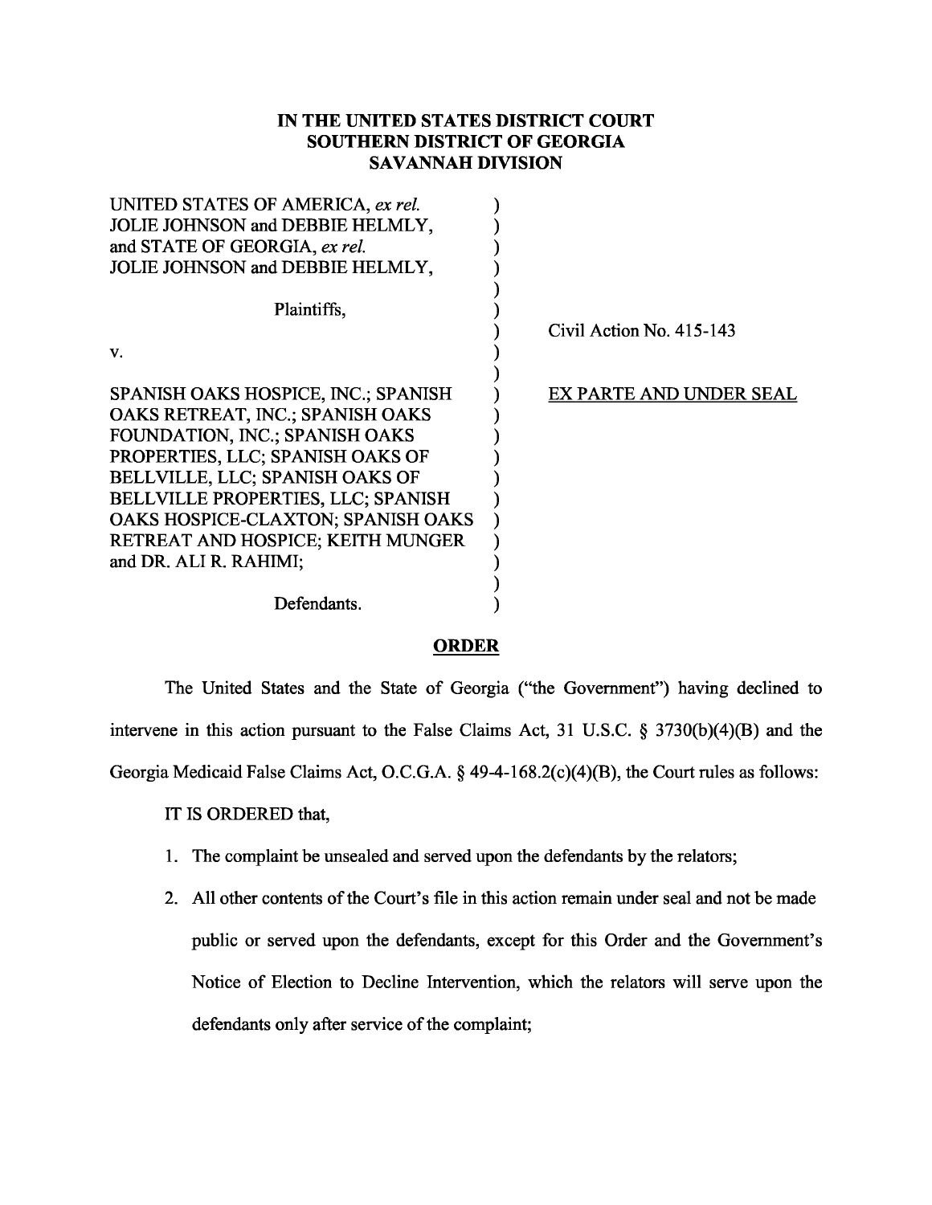**IN THE UNITED STATES DISTRICT COURT**
**SOUTHERN DISTRICT OF GEORGIA**
**SAVANNAH DIVISION**

| | |
|---|---|
| UNITED STATES OF AMERICA, *ex rel.* JOLIE JOHNSON and DEBBIE HELMLY, and STATE OF GEORGIA, *ex rel.* JOLIE JOHNSON and DEBBIE HELMLY, | |
| Plaintiffs, | Civil Action No. 415-143 |
| v. | |
| SPANISH OAKS HOSPICE, INC.; SPANISH OAKS RETREAT, INC.; SPANISH OAKS FOUNDATION, INC.; SPANISH OAKS PROPERTIES, LLC; SPANISH OAKS OF BELLVILLE, LLC; SPANISH OAKS OF BELLVILLE PROPERTIES, LLC; SPANISH OAKS HOSPICE-CLAXTON; SPANISH OAKS RETREAT AND HOSPICE; KEITH MUNGER and DR. ALI R. RAHIMI; | <u>EX PARTE AND UNDER SEAL</u> |
| Defendants. | |

**<u>ORDER</u>**

The United States and the State of Georgia ("the Government") having declined to intervene in this action pursuant to the False Claims Act, 31 U.S.C. § 3730(b)(4)(B) and the Georgia Medicaid False Claims Act, O.C.G.A. § 49-4-168.2(c)(4)(B), the Court rules as follows:

IT IS ORDERED that,

1. The complaint be unsealed and served upon the defendants by the relators;
2. All other contents of the Court's file in this action remain under seal and not be made public or served upon the defendants, except for this Order and the Government's Notice of Election to Decline Intervention, which the relators will serve upon the defendants only after service of the complaint;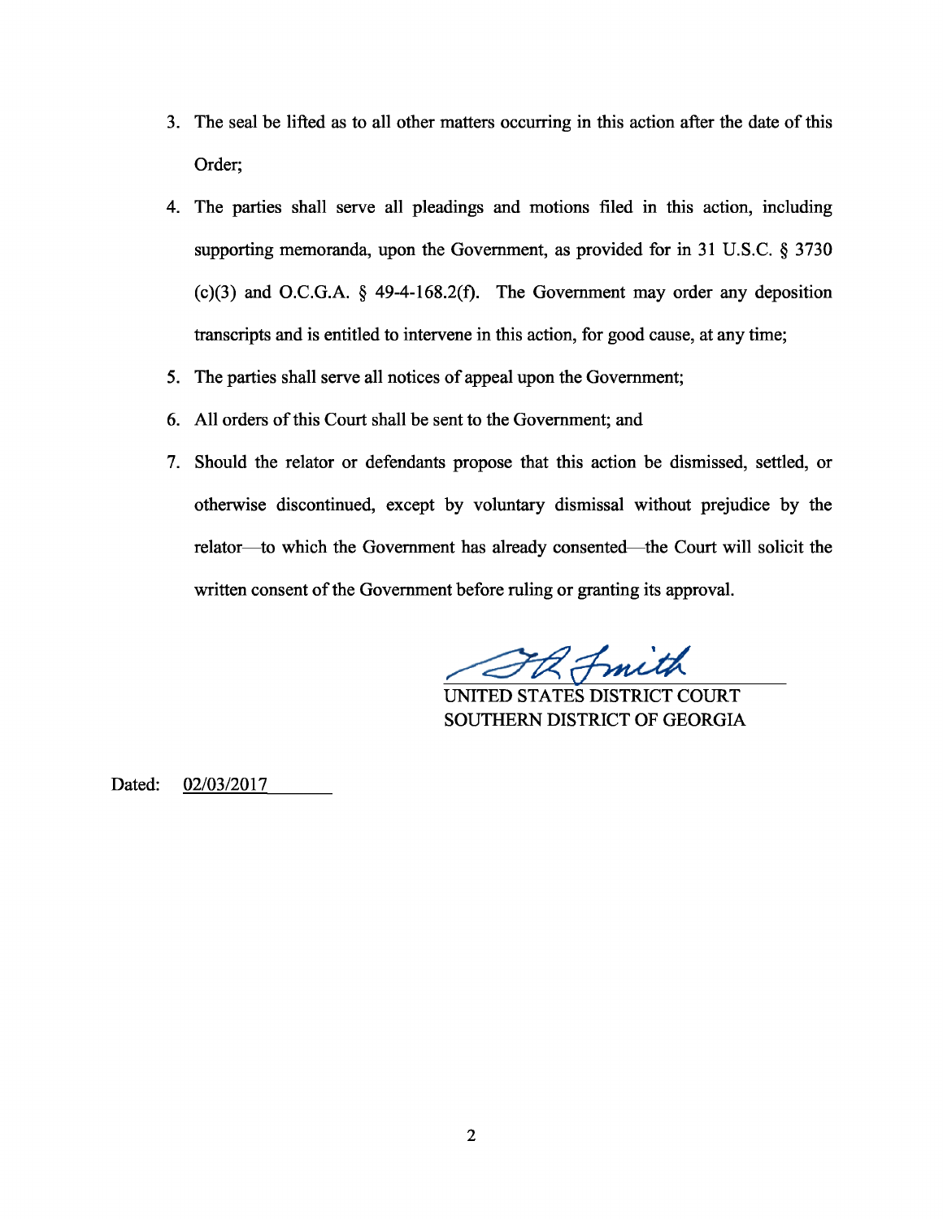3. The seal be lifted as to all other matters occurring in this action after the date of this Order;
4. The parties shall serve all pleadings and motions filed in this action, including supporting memoranda, upon the Government, as provided for in 31 U.S.C. § 3730 (c)(3) and O.C.G.A. § 49-4-168.2(f). The Government may order any deposition transcripts and is entitled to intervene in this action, for good cause, at any time;
5. The parties shall serve all notices of appeal upon the Government;
6. All orders of this Court shall be sent to the Government; and
7. Should the relator or defendants propose that this action be dismissed, settled, or otherwise discontinued, except by voluntary dismissal without prejudice by the relator—to which the Government has already consented—the Court will solicit the written consent of the Government before ruling or granting its approval.

[signature]

UNITED STATES DISTRICT COURT
SOUTHERN DISTRICT OF GEORGIA

Dated: 02/03/2017